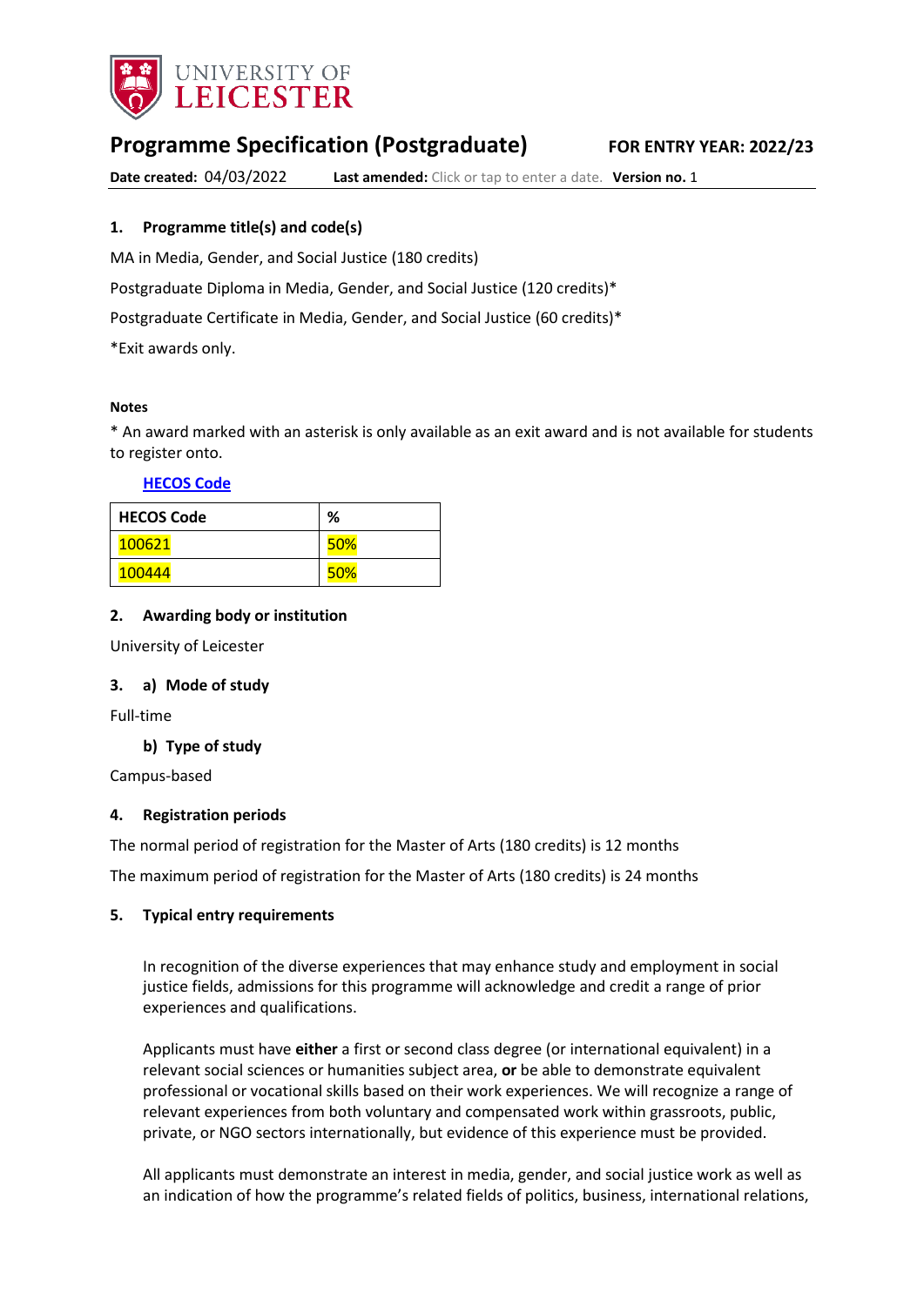# Programme Specification (Postgraduate)

**FOR ENTRY YEAR: 2022/23**

**Date created:** 04/03/2022 **Last amended:** Click or tap to enter a date. **Version no.** 1

## 1. Programme title(s) and code(s)

MA in Media, Gender, and Social Justice (180 credits)

Postgraduate Diploma in Media, Gender, and Social Justice (120 credits)*

Postgraduate Certificate in Media, Gender, and Social Justice (60 credits)*

*Exit awards only.

**Notes**

* An award marked with an asterisk is only available as an exit award and is not available for students to register onto.

**HECOS Code**

| HECOS Code | % |
|---|---|
| 100621 | 50% |
| 100444 | 50% |

## 2. Awarding body or institution

University of Leicester

## 3. a) Mode of study

Full-time

### b) Type of study

Campus-based

## 4. Registration periods

The normal period of registration for the Master of Arts (180 credits) is 12 months

The maximum period of registration for the Master of Arts (180 credits) is 24 months

## 5. Typical entry requirements

In recognition of the diverse experiences that may enhance study and employment in social justice fields, admissions for this programme will acknowledge and credit a range of prior experiences and qualifications.

Applicants must have **either** a first or second class degree (or international equivalent) in a relevant social sciences or humanities subject area, **or** be able to demonstrate equivalent professional or vocational skills based on their work experiences. We will recognize a range of relevant experiences from both voluntary and compensated work within grassroots, public, private, or NGO sectors internationally, but evidence of this experience must be provided.

All applicants must demonstrate an interest in media, gender, and social justice work as well as an indication of how the programme's related fields of politics, business, international relations,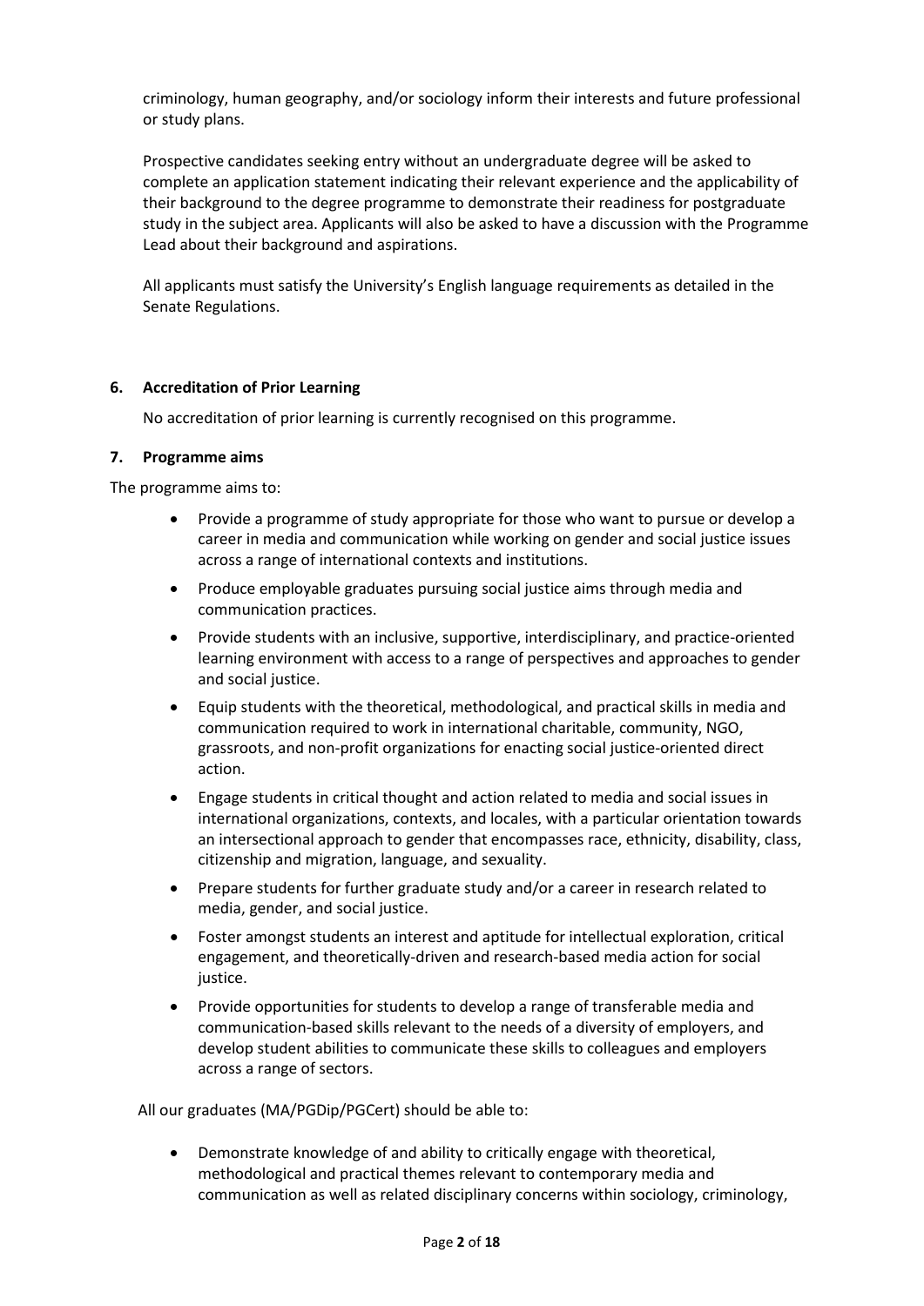criminology, human geography, and/or sociology inform their interests and future professional or study plans.

Prospective candidates seeking entry without an undergraduate degree will be asked to complete an application statement indicating their relevant experience and the applicability of their background to the degree programme to demonstrate their readiness for postgraduate study in the subject area. Applicants will also be asked to have a discussion with the Programme Lead about their background and aspirations.

All applicants must satisfy the University's English language requirements as detailed in the Senate Regulations.

### 6. Accreditation of Prior Learning

No accreditation of prior learning is currently recognised on this programme.

### 7. Programme aims

The programme aims to:

- Provide a programme of study appropriate for those who want to pursue or develop a career in media and communication while working on gender and social justice issues across a range of international contexts and institutions.
- Produce employable graduates pursuing social justice aims through media and communication practices.
- Provide students with an inclusive, supportive, interdisciplinary, and practice-oriented learning environment with access to a range of perspectives and approaches to gender and social justice.
- Equip students with the theoretical, methodological, and practical skills in media and communication required to work in international charitable, community, NGO, grassroots, and non-profit organizations for enacting social justice-oriented direct action.
- Engage students in critical thought and action related to media and social issues in international organizations, contexts, and locales, with a particular orientation towards an intersectional approach to gender that encompasses race, ethnicity, disability, class, citizenship and migration, language, and sexuality.
- Prepare students for further graduate study and/or a career in research related to media, gender, and social justice.
- Foster amongst students an interest and aptitude for intellectual exploration, critical engagement, and theoretically-driven and research-based media action for social justice.
- Provide opportunities for students to develop a range of transferable media and communication-based skills relevant to the needs of a diversity of employers, and develop student abilities to communicate these skills to colleagues and employers across a range of sectors.

All our graduates (MA/PGDip/PGCert) should be able to:

- Demonstrate knowledge of and ability to critically engage with theoretical, methodological and practical themes relevant to contemporary media and communication as well as related disciplinary concerns within sociology, criminology,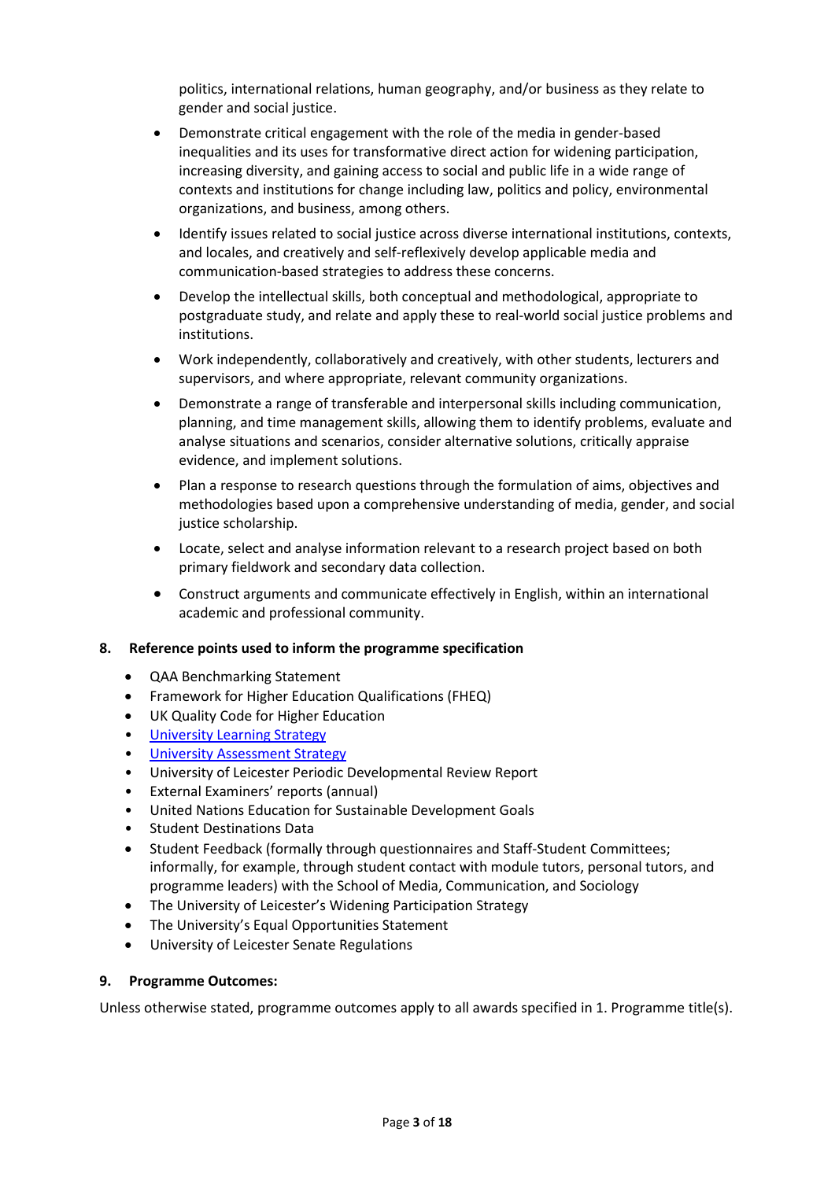politics, international relations, human geography, and/or business as they relate to gender and social justice.

- Demonstrate critical engagement with the role of the media in gender-based inequalities and its uses for transformative direct action for widening participation, increasing diversity, and gaining access to social and public life in a wide range of contexts and institutions for change including law, politics and policy, environmental organizations, and business, among others.
- Identify issues related to social justice across diverse international institutions, contexts, and locales, and creatively and self-reflexively develop applicable media and communication-based strategies to address these concerns.
- Develop the intellectual skills, both conceptual and methodological, appropriate to postgraduate study, and relate and apply these to real-world social justice problems and institutions.
- Work independently, collaboratively and creatively, with other students, lecturers and supervisors, and where appropriate, relevant community organizations.
- Demonstrate a range of transferable and interpersonal skills including communication, planning, and time management skills, allowing them to identify problems, evaluate and analyse situations and scenarios, consider alternative solutions, critically appraise evidence, and implement solutions.
- Plan a response to research questions through the formulation of aims, objectives and methodologies based upon a comprehensive understanding of media, gender, and social justice scholarship.
- Locate, select and analyse information relevant to a research project based on both primary fieldwork and secondary data collection.
- Construct arguments and communicate effectively in English, within an international academic and professional community.

## 8. Reference points used to inform the programme specification

- QAA Benchmarking Statement
- Framework for Higher Education Qualifications (FHEQ)
- UK Quality Code for Higher Education
- University Learning Strategy
- University Assessment Strategy
- University of Leicester Periodic Developmental Review Report
- External Examiners' reports (annual)
- United Nations Education for Sustainable Development Goals
- Student Destinations Data
- Student Feedback (formally through questionnaires and Staff-Student Committees; informally, for example, through student contact with module tutors, personal tutors, and programme leaders) with the School of Media, Communication, and Sociology
- The University of Leicester's Widening Participation Strategy
- The University's Equal Opportunities Statement
- University of Leicester Senate Regulations

## 9. Programme Outcomes:

Unless otherwise stated, programme outcomes apply to all awards specified in 1. Programme title(s).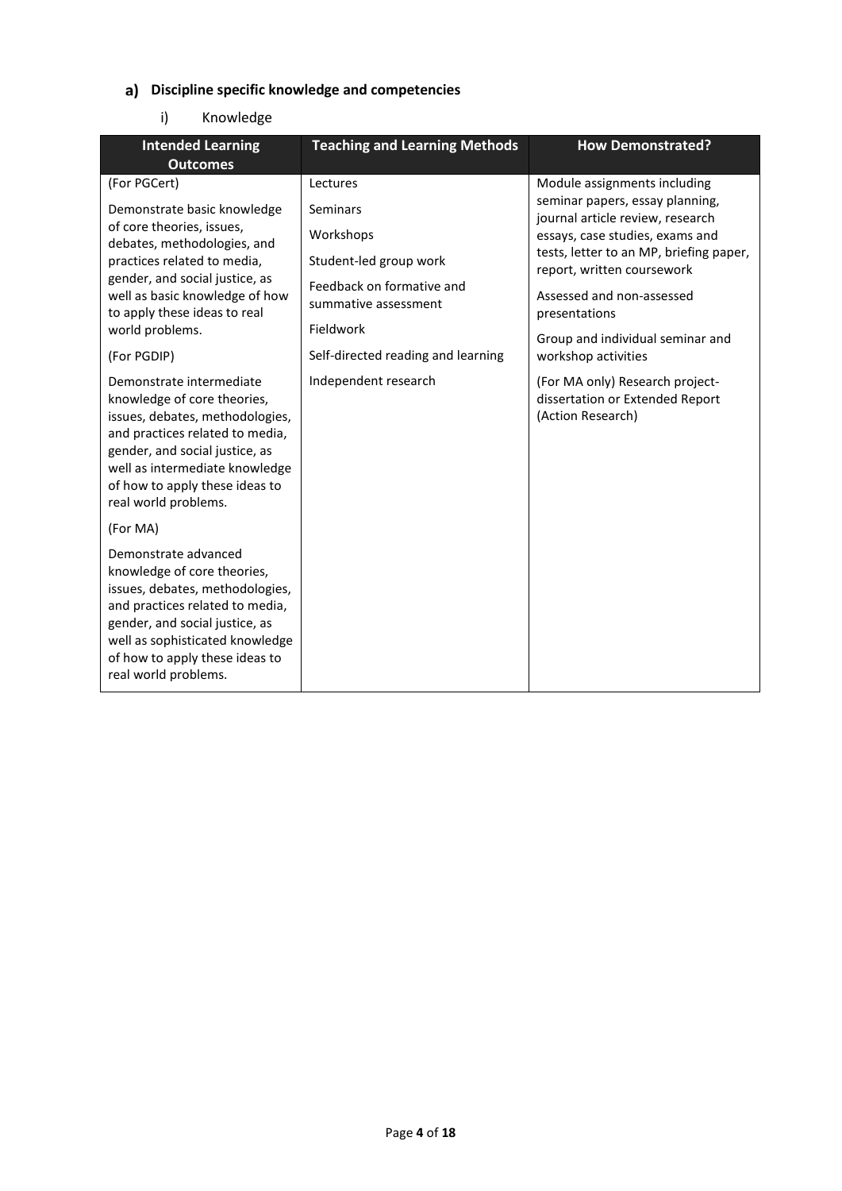## a) Discipline specific knowledge and competencies

### i) Knowledge

| Intended Learning Outcomes | Teaching and Learning Methods | How Demonstrated? |
| --- | --- | --- |
| (For PGCert)<br><br>Demonstrate basic knowledge of core theories, issues, debates, methodologies, and practices related to media, gender, and social justice, as well as basic knowledge of how to apply these ideas to real world problems.<br><br>(For PGDIP)<br><br>Demonstrate intermediate knowledge of core theories, issues, debates, methodologies, and practices related to media, gender, and social justice, as well as intermediate knowledge of how to apply these ideas to real world problems.<br><br>(For MA)<br><br>Demonstrate advanced knowledge of core theories, issues, debates, methodologies, and practices related to media, gender, and social justice, as well as sophisticated knowledge of how to apply these ideas to real world problems. | Lectures<br><br>Seminars<br><br>Workshops<br><br>Student-led group work<br><br>Feedback on formative and summative assessment<br><br>Fieldwork<br><br>Self-directed reading and learning<br><br>Independent research | Module assignments including seminar papers, essay planning, journal article review, research essays, case studies, exams and tests, letter to an MP, briefing paper, report, written coursework<br><br>Assessed and non-assessed presentations<br><br>Group and individual seminar and workshop activities<br><br>(For MA only) Research project- dissertation or Extended Report (Action Research) |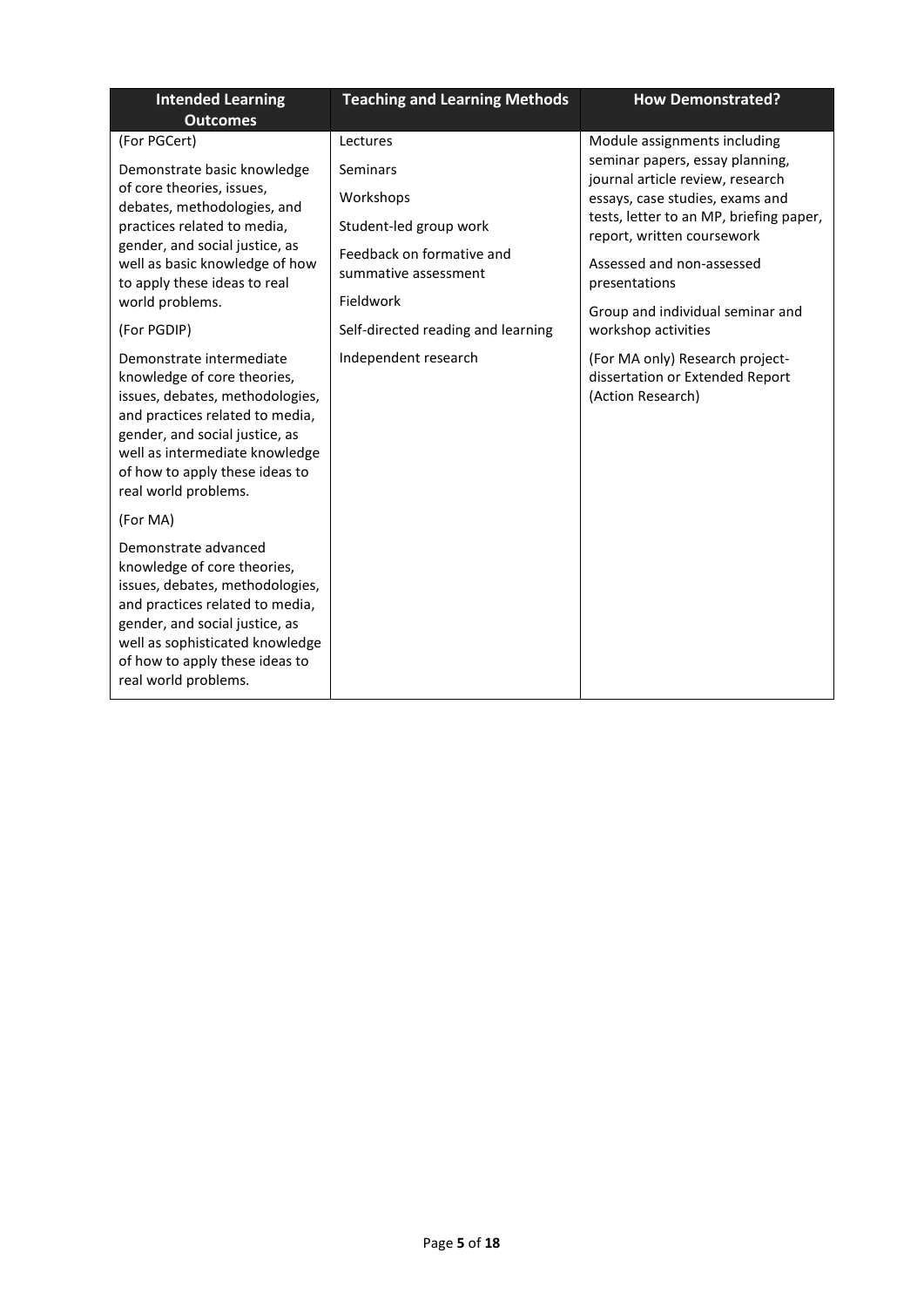| Intended Learning Outcomes | Teaching and Learning Methods | How Demonstrated? |
|---|---|---|
| (For PGCert)<br><br>Demonstrate basic knowledge of core theories, issues, debates, methodologies, and practices related to media, gender, and social justice, as well as basic knowledge of how to apply these ideas to real world problems.<br><br>(For PGDIP)<br><br>Demonstrate intermediate knowledge of core theories, issues, debates, methodologies, and practices related to media, gender, and social justice, as well as intermediate knowledge of how to apply these ideas to real world problems.<br><br>(For MA)<br><br>Demonstrate advanced knowledge of core theories, issues, debates, methodologies, and practices related to media, gender, and social justice, as well as sophisticated knowledge of how to apply these ideas to real world problems. | Lectures<br><br>Seminars<br><br>Workshops<br><br>Student-led group work<br><br>Feedback on formative and summative assessment<br><br>Fieldwork<br><br>Self-directed reading and learning<br><br>Independent research | Module assignments including seminar papers, essay planning, journal article review, research essays, case studies, exams and tests, letter to an MP, briefing paper, report, written coursework<br><br>Assessed and non-assessed presentations<br><br>Group and individual seminar and workshop activities<br><br>(For MA only) Research project-dissertation or Extended Report (Action Research) |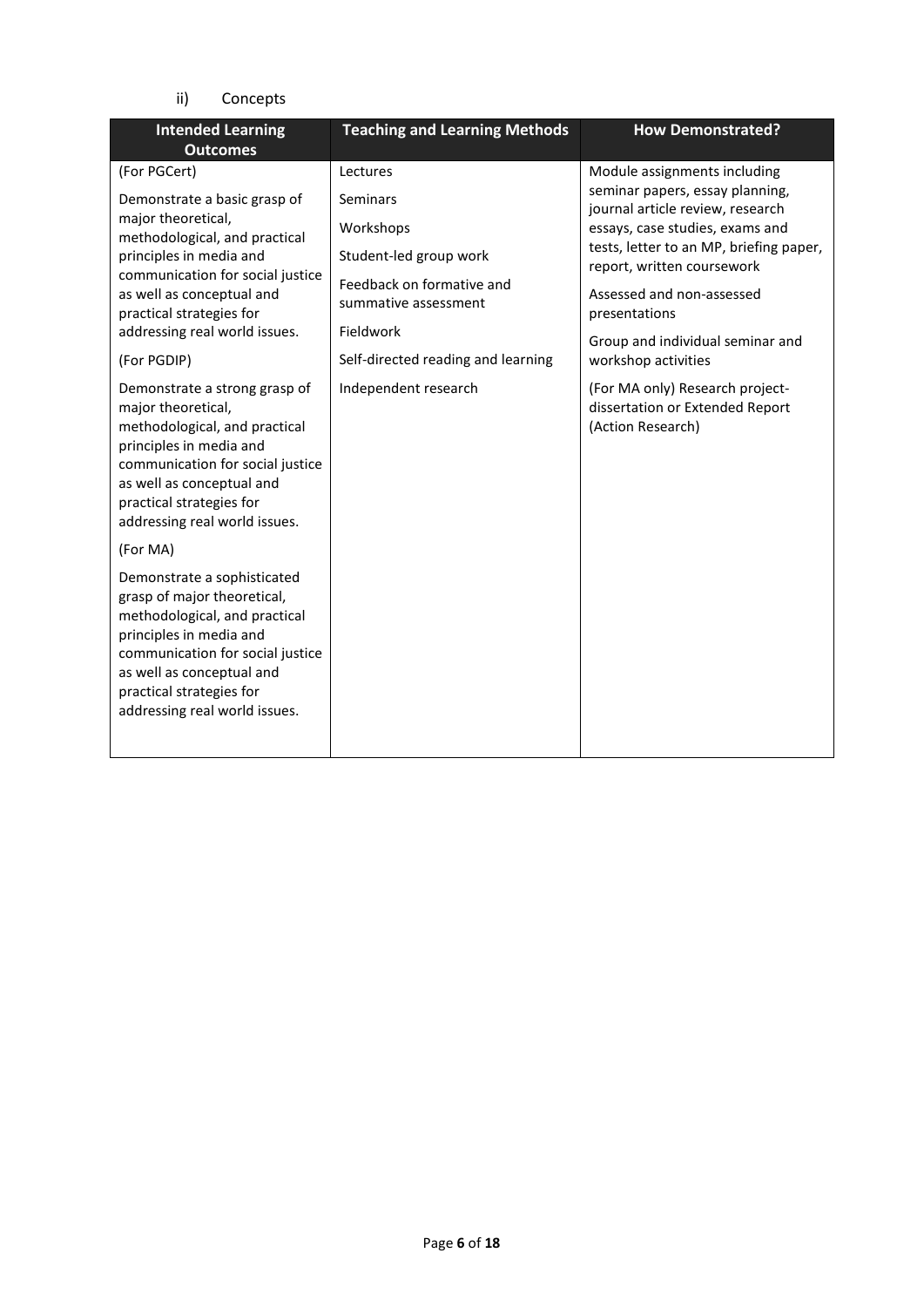ii) Concepts

| Intended Learning Outcomes | Teaching and Learning Methods | How Demonstrated? |
| --- | --- | --- |
| (For PGCert)<br><br>Demonstrate a basic grasp of major theoretical, methodological, and practical principles in media and communication for social justice as well as conceptual and practical strategies for addressing real world issues.<br><br>(For PGDIP)<br><br>Demonstrate a strong grasp of major theoretical, methodological, and practical principles in media and communication for social justice as well as conceptual and practical strategies for addressing real world issues.<br><br>(For MA)<br><br>Demonstrate a sophisticated grasp of major theoretical, methodological, and practical principles in media and communication for social justice as well as conceptual and practical strategies for addressing real world issues. | Lectures<br><br>Seminars<br><br>Workshops<br><br>Student-led group work<br><br>Feedback on formative and summative assessment<br><br>Fieldwork<br><br>Self-directed reading and learning<br><br>Independent research | Module assignments including seminar papers, essay planning, journal article review, research essays, case studies, exams and tests, letter to an MP, briefing paper, report, written coursework<br><br>Assessed and non-assessed presentations<br><br>Group and individual seminar and workshop activities<br><br>(For MA only) Research project-dissertation or Extended Report (Action Research) |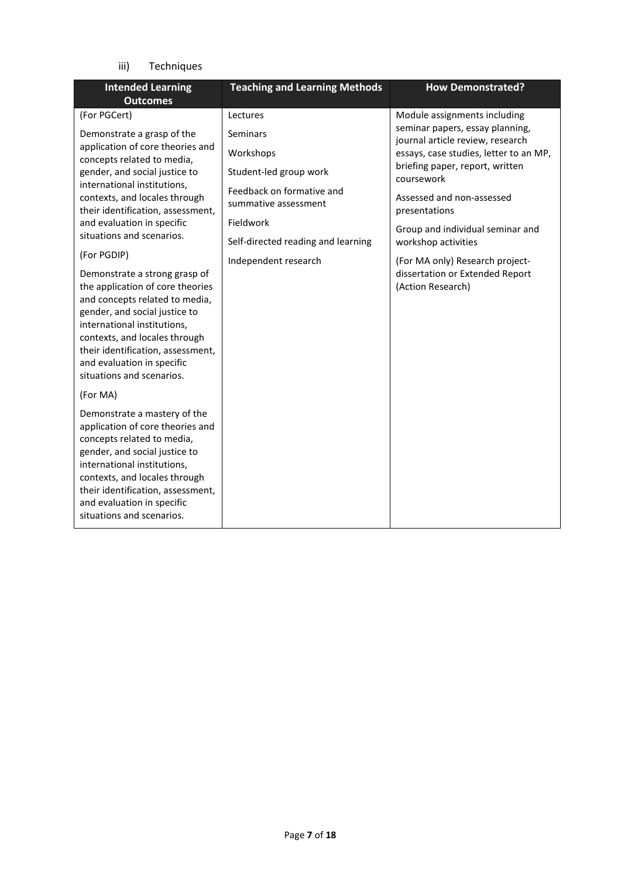iii) Techniques

| Intended Learning Outcomes | Teaching and Learning Methods | How Demonstrated? |
| --- | --- | --- |
| (For PGCert)<br><br>Demonstrate a grasp of the application of core theories and concepts related to media, gender, and social justice to international institutions, contexts, and locales through their identification, assessment, and evaluation in specific situations and scenarios.<br><br>(For PGDIP)<br><br>Demonstrate a strong grasp of the application of core theories and concepts related to media, gender, and social justice to international institutions, contexts, and locales through their identification, assessment, and evaluation in specific situations and scenarios.<br><br>(For MA)<br><br>Demonstrate a mastery of the application of core theories and concepts related to media, gender, and social justice to international institutions, contexts, and locales through their identification, assessment, and evaluation in specific situations and scenarios. | Lectures<br><br>Seminars<br><br>Workshops<br><br>Student-led group work<br><br>Feedback on formative and summative assessment<br><br>Fieldwork<br><br>Self-directed reading and learning<br><br>Independent research | Module assignments including seminar papers, essay planning, journal article review, research essays, case studies, letter to an MP, briefing paper, report, written coursework<br><br>Assessed and non-assessed presentations<br><br>Group and individual seminar and workshop activities<br><br>(For MA only) Research project-dissertation or Extended Report (Action Research) |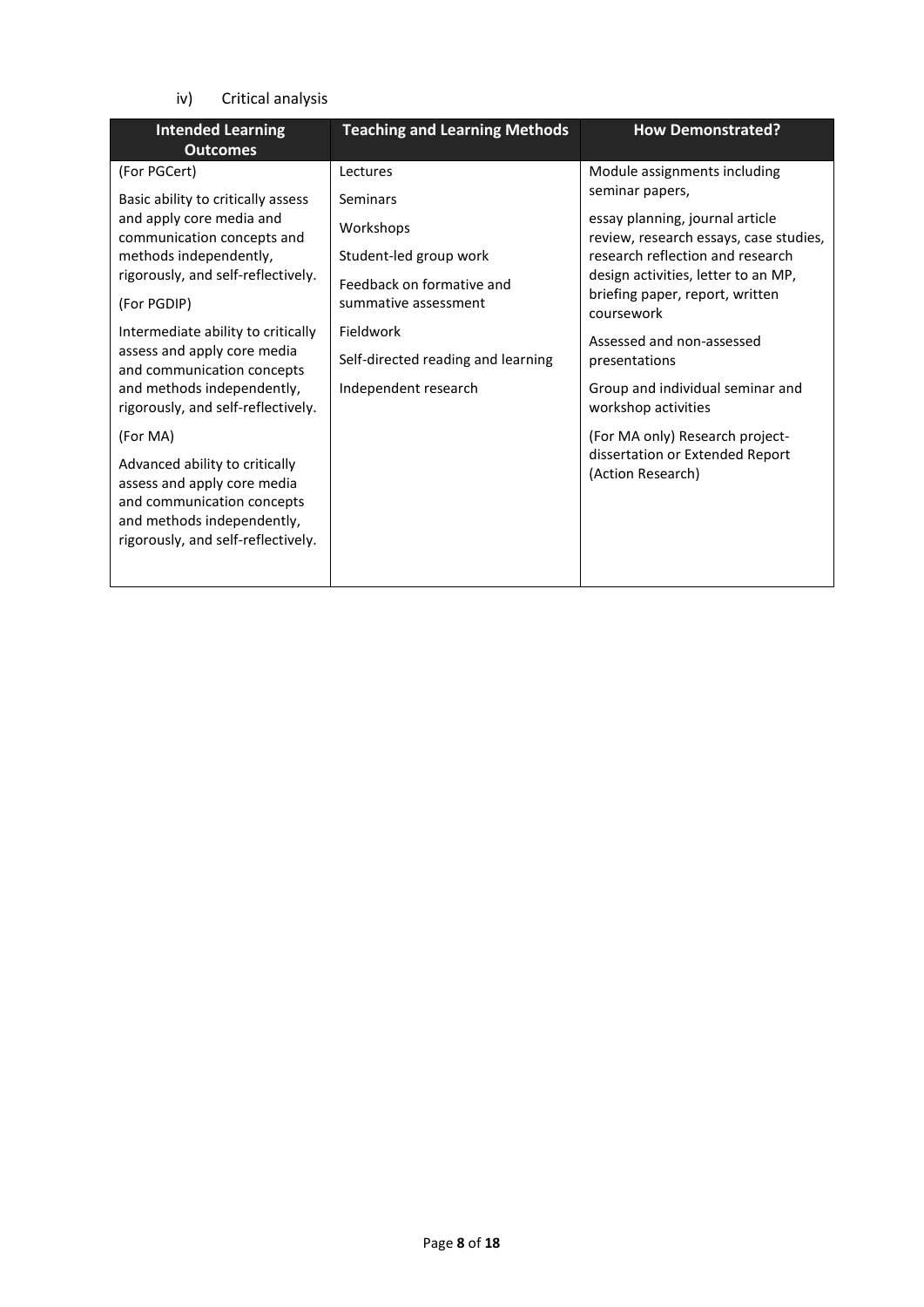iv) Critical analysis

| Intended Learning Outcomes | Teaching and Learning Methods | How Demonstrated? |
| --- | --- | --- |
| (For PGCert)<br><br>Basic ability to critically assess and apply core media and communication concepts and methods independently, rigorously, and self-reflectively.<br><br>(For PGDIP)<br><br>Intermediate ability to critically assess and apply core media and communication concepts and methods independently, rigorously, and self-reflectively.<br><br>(For MA)<br><br>Advanced ability to critically assess and apply core media and communication concepts and methods independently, rigorously, and self-reflectively. | Lectures<br><br>Seminars<br><br>Workshops<br><br>Student-led group work<br><br>Feedback on formative and summative assessment<br><br>Fieldwork<br><br>Self-directed reading and learning<br><br>Independent research | Module assignments including seminar papers,<br><br>essay planning, journal article review, research essays, case studies, research reflection and research design activities, letter to an MP, briefing paper, report, written coursework<br><br>Assessed and non-assessed presentations<br><br>Group and individual seminar and workshop activities<br><br>(For MA only) Research project-dissertation or Extended Report (Action Research) |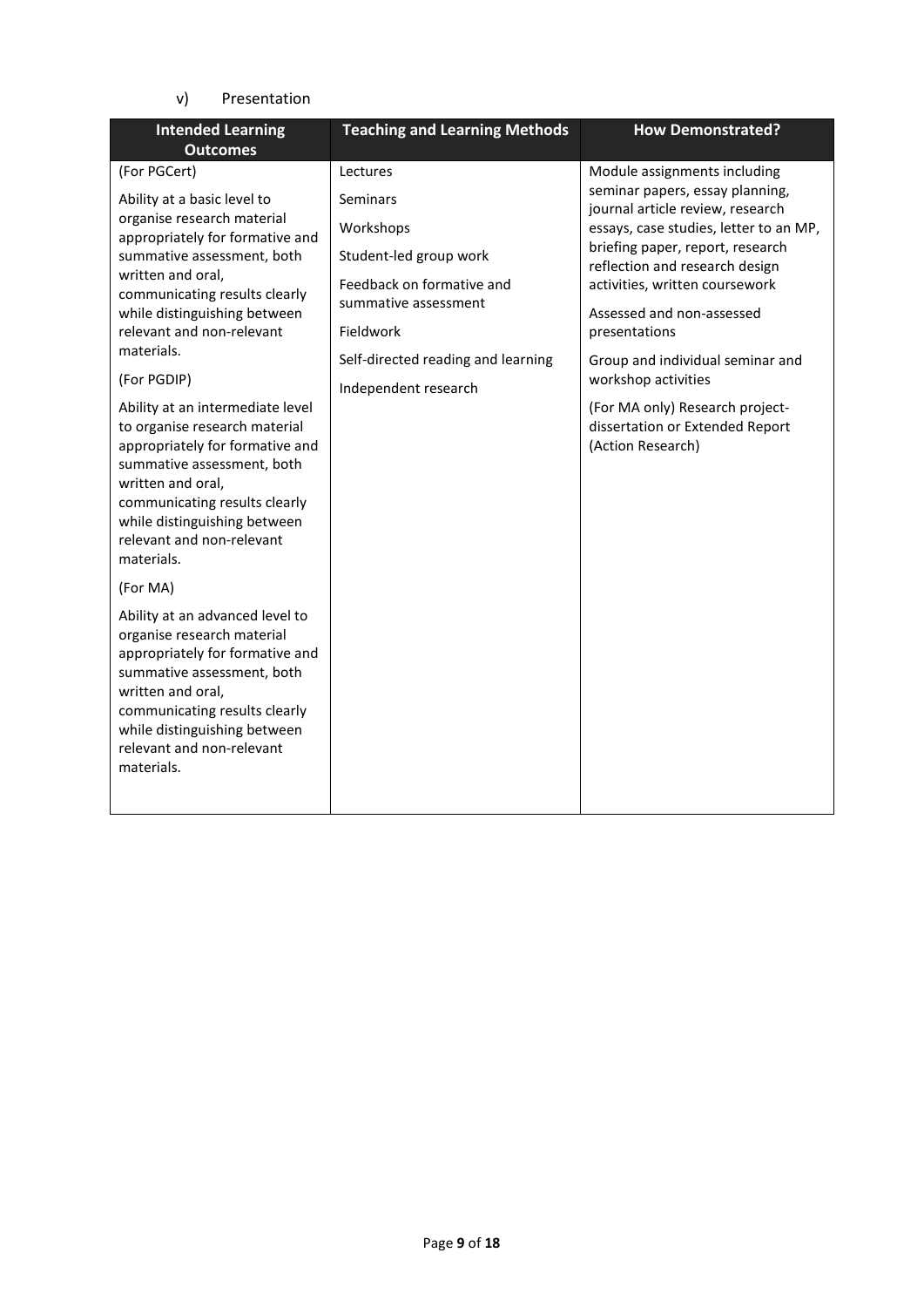v) Presentation

| Intended Learning Outcomes | Teaching and Learning Methods | How Demonstrated? |
|---|---|---|
| (For PGCert)<br><br>Ability at a basic level to organise research material appropriately for formative and summative assessment, both written and oral, communicating results clearly while distinguishing between relevant and non-relevant materials.<br><br>(For PGDIP)<br><br>Ability at an intermediate level to organise research material appropriately for formative and summative assessment, both written and oral, communicating results clearly while distinguishing between relevant and non-relevant materials.<br><br>(For MA)<br><br>Ability at an advanced level to organise research material appropriately for formative and summative assessment, both written and oral, communicating results clearly while distinguishing between relevant and non-relevant materials. | Lectures<br><br>Seminars<br><br>Workshops<br><br>Student-led group work<br><br>Feedback on formative and summative assessment<br><br>Fieldwork<br><br>Self-directed reading and learning<br><br>Independent research | Module assignments including seminar papers, essay planning, journal article review, research essays, case studies, letter to an MP, briefing paper, report, research reflection and research design activities, written coursework<br><br>Assessed and non-assessed presentations<br><br>Group and individual seminar and workshop activities<br><br>(For MA only) Research project-dissertation or Extended Report (Action Research) |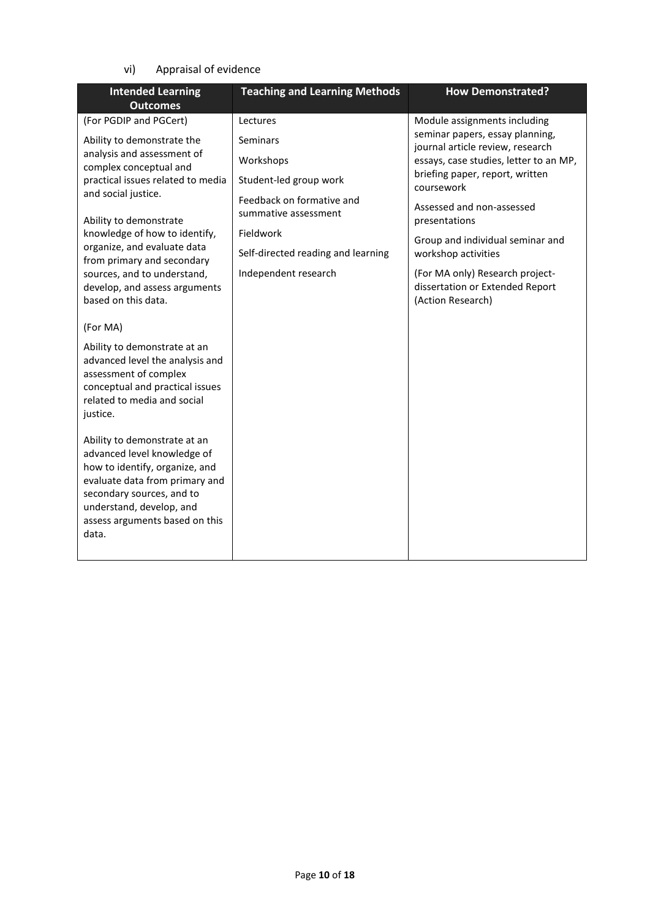vi) Appraisal of evidence

| Intended Learning Outcomes | Teaching and Learning Methods | How Demonstrated? |
| --- | --- | --- |
| (For PGDIP and PGCert)<br><br>Ability to demonstrate the analysis and assessment of complex conceptual and practical issues related to media and social justice.<br><br>Ability to demonstrate knowledge of how to identify, organize, and evaluate data from primary and secondary sources, and to understand, develop, and assess arguments based on this data.<br><br>(For MA)<br><br>Ability to demonstrate at an advanced level the analysis and assessment of complex conceptual and practical issues related to media and social justice.<br><br>Ability to demonstrate at an advanced level knowledge of how to identify, organize, and evaluate data from primary and secondary sources, and to understand, develop, and assess arguments based on this data. | Lectures<br><br>Seminars<br><br>Workshops<br><br>Student-led group work<br><br>Feedback on formative and summative assessment<br><br>Fieldwork<br><br>Self-directed reading and learning<br><br>Independent research | Module assignments including seminar papers, essay planning, journal article review, research essays, case studies, letter to an MP, briefing paper, report, written coursework<br><br>Assessed and non-assessed presentations<br><br>Group and individual seminar and workshop activities<br><br>(For MA only) Research project-dissertation or Extended Report (Action Research) |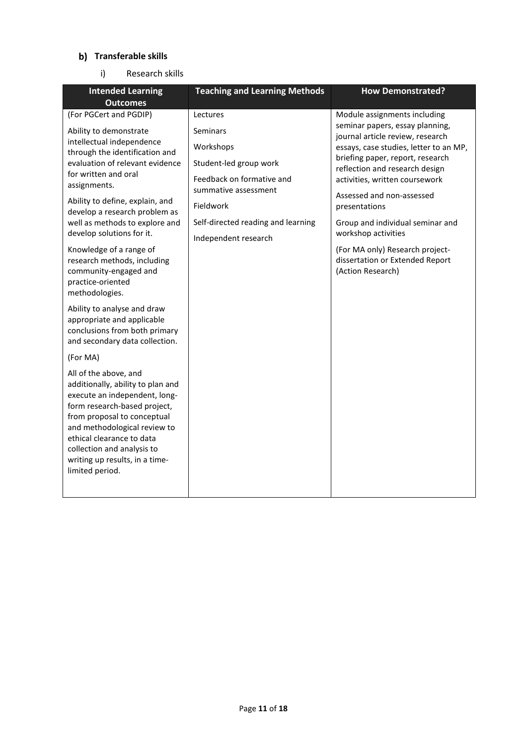### b) Transferable skills

#### i) Research skills

| Intended Learning Outcomes | Teaching and Learning Methods | How Demonstrated? |
| --- | --- | --- |
| (For PGCert and PGDIP)<br><br>Ability to demonstrate intellectual independence through the identification and evaluation of relevant evidence for written and oral assignments.<br><br>Ability to define, explain, and develop a research problem as well as methods to explore and develop solutions for it.<br><br>Knowledge of a range of research methods, including community-engaged and practice-oriented methodologies.<br><br>Ability to analyse and draw appropriate and applicable conclusions from both primary and secondary data collection.<br><br>(For MA)<br><br>All of the above, and additionally, ability to plan and execute an independent, long-form research-based project, from proposal to conceptual and methodological review to ethical clearance to data collection and analysis to writing up results, in a time-limited period. | Lectures<br><br>Seminars<br><br>Workshops<br><br>Student-led group work<br><br>Feedback on formative and summative assessment<br><br>Fieldwork<br><br>Self-directed reading and learning<br><br>Independent research | Module assignments including seminar papers, essay planning, journal article review, research essays, case studies, letter to an MP, briefing paper, report, research reflection and research design activities, written coursework<br><br>Assessed and non-assessed presentations<br><br>Group and individual seminar and workshop activities<br><br>(For MA only) Research project-dissertation or Extended Report (Action Research) |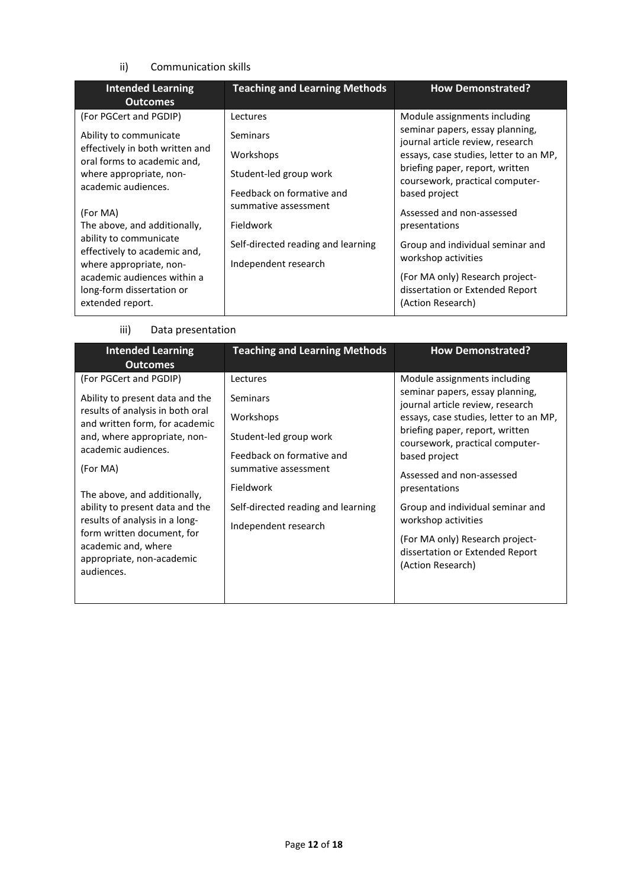ii) Communication skills

| Intended Learning Outcomes | Teaching and Learning Methods | How Demonstrated? |
|---|---|---|
| (For PGCert and PGDIP)<br><br>Ability to communicate effectively in both written and oral forms to academic and, where appropriate, non-academic audiences.<br><br>(For MA)<br>The above, and additionally, ability to communicate effectively to academic and, where appropriate, non-academic audiences within a long-form dissertation or extended report. | Lectures<br><br>Seminars<br><br>Workshops<br><br>Student-led group work<br><br>Feedback on formative and summative assessment<br><br>Fieldwork<br><br>Self-directed reading and learning<br><br>Independent research | Module assignments including seminar papers, essay planning, journal article review, research essays, case studies, letter to an MP, briefing paper, report, written coursework, practical computer-based project<br><br>Assessed and non-assessed presentations<br><br>Group and individual seminar and workshop activities<br><br>(For MA only) Research project-dissertation or Extended Report (Action Research) |

iii) Data presentation

| Intended Learning Outcomes | Teaching and Learning Methods | How Demonstrated? |
|---|---|---|
| (For PGCert and PGDIP)<br><br>Ability to present data and the results of analysis in both oral and written form, for academic and, where appropriate, non-academic audiences.<br><br>(For MA)<br><br>The above, and additionally, ability to present data and the results of analysis in a long-form written document, for academic and, where appropriate, non-academic audiences. | Lectures<br><br>Seminars<br><br>Workshops<br><br>Student-led group work<br><br>Feedback on formative and summative assessment<br><br>Fieldwork<br><br>Self-directed reading and learning<br><br>Independent research | Module assignments including seminar papers, essay planning, journal article review, research essays, case studies, letter to an MP, briefing paper, report, written coursework, practical computer-based project<br><br>Assessed and non-assessed presentations<br><br>Group and individual seminar and workshop activities<br><br>(For MA only) Research project-dissertation or Extended Report (Action Research) |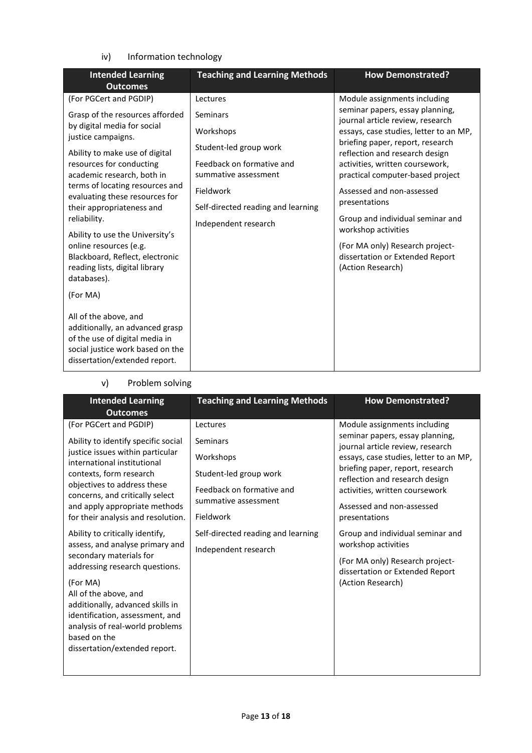iv) Information technology

| Intended Learning Outcomes | Teaching and Learning Methods | How Demonstrated? |
|---|---|---|
| (For PGCert and PGDIP)<br><br>Grasp of the resources afforded by digital media for social justice campaigns.<br><br>Ability to make use of digital resources for conducting academic research, both in terms of locating resources and evaluating these resources for their appropriateness and reliability.<br><br>Ability to use the University's online resources (e.g. Blackboard, Reflect, electronic reading lists, digital library databases).<br><br>(For MA)<br><br>All of the above, and additionally, an advanced grasp of the use of digital media in social justice work based on the dissertation/extended report. | Lectures<br><br>Seminars<br><br>Workshops<br><br>Student-led group work<br><br>Feedback on formative and summative assessment<br><br>Fieldwork<br><br>Self-directed reading and learning<br><br>Independent research | Module assignments including seminar papers, essay planning, journal article review, research essays, case studies, letter to an MP, briefing paper, report, research reflection and research design activities, written coursework, practical computer-based project<br><br>Assessed and non-assessed presentations<br><br>Group and individual seminar and workshop activities<br><br>(For MA only) Research project-dissertation or Extended Report (Action Research) |

v) Problem solving

| Intended Learning Outcomes | Teaching and Learning Methods | How Demonstrated? |
|---|---|---|
| (For PGCert and PGDIP)<br><br>Ability to identify specific social justice issues within particular international institutional contexts, form research objectives to address these concerns, and critically select and apply appropriate methods for their analysis and resolution.<br><br>Ability to critically identify, assess, and analyse primary and secondary materials for addressing research questions.<br><br>(For MA)<br>All of the above, and additionally, advanced skills in identification, assessment, and analysis of real-world problems based on the dissertation/extended report. | Lectures<br><br>Seminars<br><br>Workshops<br><br>Student-led group work<br><br>Feedback on formative and summative assessment<br><br>Fieldwork<br><br>Self-directed reading and learning<br><br>Independent research | Module assignments including seminar papers, essay planning, journal article review, research essays, case studies, letter to an MP, briefing paper, report, research reflection and research design activities, written coursework<br><br>Assessed and non-assessed presentations<br><br>Group and individual seminar and workshop activities<br><br>(For MA only) Research project-dissertation or Extended Report (Action Research) |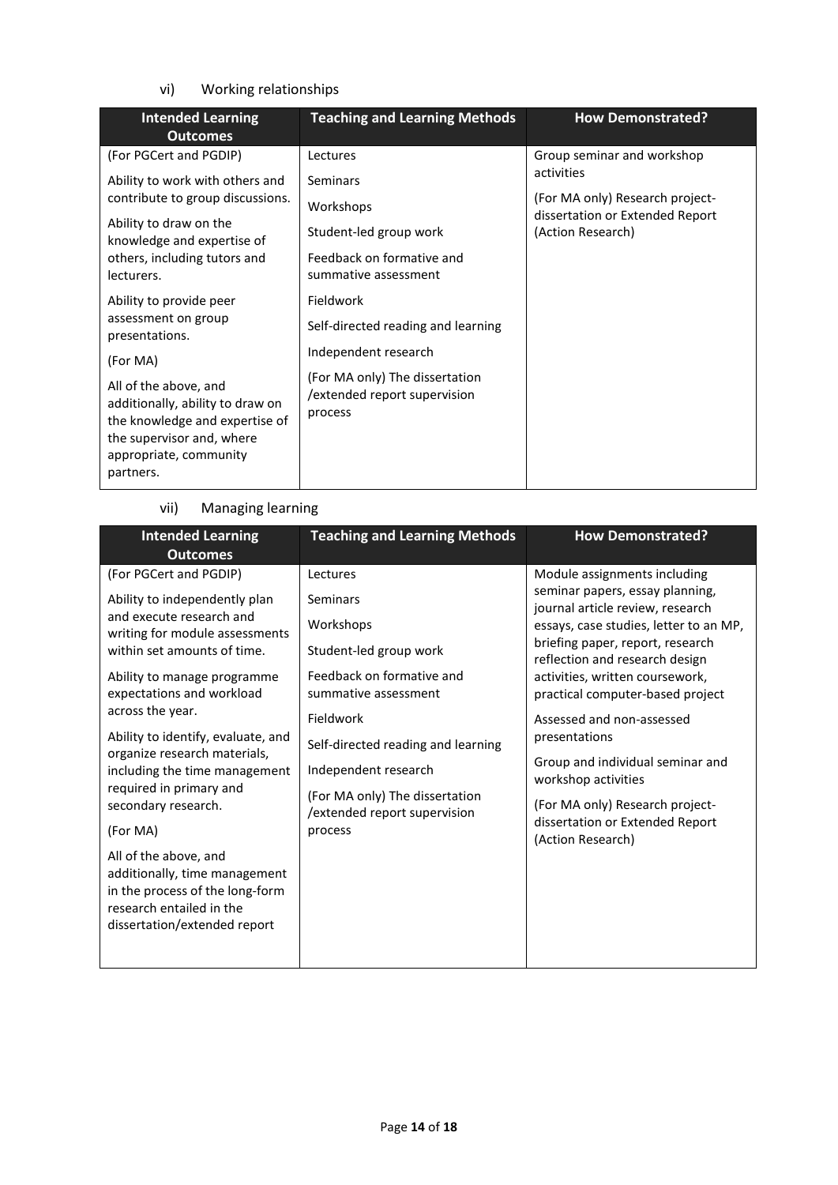vi) Working relationships

| Intended Learning Outcomes | Teaching and Learning Methods | How Demonstrated? |
|---|---|---|
| (For PGCert and PGDIP)<br><br>Ability to work with others and contribute to group discussions.<br><br>Ability to draw on the knowledge and expertise of others, including tutors and lecturers.<br><br>Ability to provide peer assessment on group presentations.<br><br>(For MA)<br><br>All of the above, and additionally, ability to draw on the knowledge and expertise of the supervisor and, where appropriate, community partners. | Lectures<br><br>Seminars<br><br>Workshops<br><br>Student-led group work<br><br>Feedback on formative and summative assessment<br><br>Fieldwork<br><br>Self-directed reading and learning<br><br>Independent research<br><br>(For MA only) The dissertation /extended report supervision process | Group seminar and workshop activities<br><br>(For MA only) Research project-dissertation or Extended Report (Action Research) |

vii) Managing learning

| Intended Learning Outcomes | Teaching and Learning Methods | How Demonstrated? |
|---|---|---|
| (For PGCert and PGDIP)<br><br>Ability to independently plan and execute research and writing for module assessments within set amounts of time.<br><br>Ability to manage programme expectations and workload across the year.<br><br>Ability to identify, evaluate, and organize research materials, including the time management required in primary and secondary research.<br><br>(For MA)<br><br>All of the above, and additionally, time management in the process of the long-form research entailed in the dissertation/extended report | Lectures<br><br>Seminars<br><br>Workshops<br><br>Student-led group work<br><br>Feedback on formative and summative assessment<br><br>Fieldwork<br><br>Self-directed reading and learning<br><br>Independent research<br><br>(For MA only) The dissertation /extended report supervision process | Module assignments including seminar papers, essay planning, journal article review, research essays, case studies, letter to an MP, briefing paper, report, research reflection and research design activities, written coursework, practical computer-based project<br><br>Assessed and non-assessed presentations<br><br>Group and individual seminar and workshop activities<br><br>(For MA only) Research project-dissertation or Extended Report (Action Research) |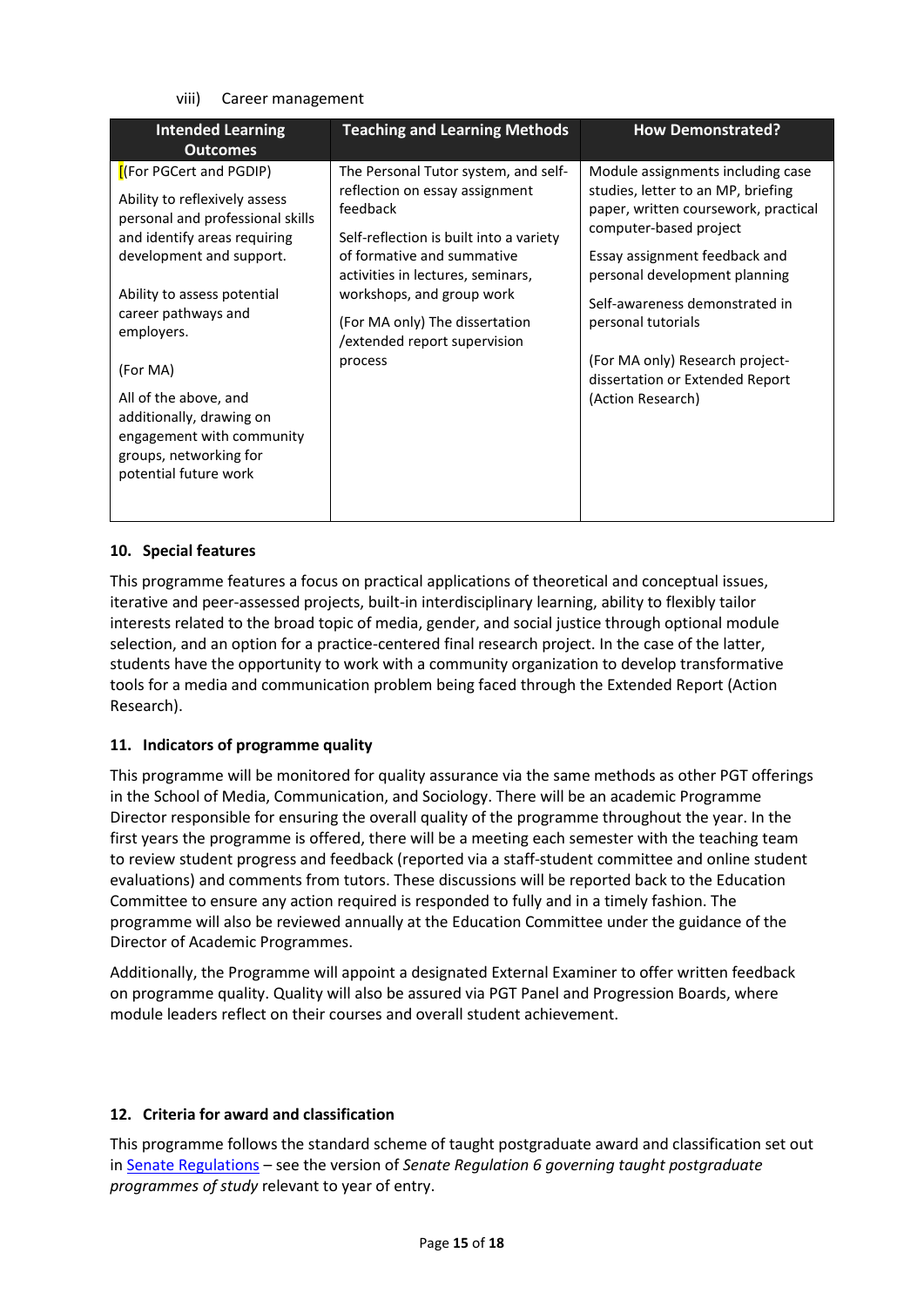viii) Career management

| Intended Learning Outcomes | Teaching and Learning Methods | How Demonstrated? |
|---|---|---|
| [(For PGCert and PGDIP)<br><br>Ability to reflexively assess personal and professional skills and identify areas requiring development and support.<br><br>Ability to assess potential career pathways and employers.<br><br>(For MA)<br><br>All of the above, and additionally, drawing on engagement with community groups, networking for potential future work | The Personal Tutor system, and self-reflection on essay assignment feedback<br><br>Self-reflection is built into a variety of formative and summative activities in lectures, seminars, workshops, and group work<br><br>(For MA only) The dissertation /extended report supervision process | Module assignments including case studies, letter to an MP, briefing paper, written coursework, practical computer-based project<br><br>Essay assignment feedback and personal development planning<br><br>Self-awareness demonstrated in personal tutorials<br><br>(For MA only) Research project-dissertation or Extended Report (Action Research) |

## 10. Special features

This programme features a focus on practical applications of theoretical and conceptual issues, iterative and peer-assessed projects, built-in interdisciplinary learning, ability to flexibly tailor interests related to the broad topic of media, gender, and social justice through optional module selection, and an option for a practice-centered final research project. In the case of the latter, students have the opportunity to work with a community organization to develop transformative tools for a media and communication problem being faced through the Extended Report (Action Research).

## 11. Indicators of programme quality

This programme will be monitored for quality assurance via the same methods as other PGT offerings in the School of Media, Communication, and Sociology. There will be an academic Programme Director responsible for ensuring the overall quality of the programme throughout the year. In the first years the programme is offered, there will be a meeting each semester with the teaching team to review student progress and feedback (reported via a staff-student committee and online student evaluations) and comments from tutors. These discussions will be reported back to the Education Committee to ensure any action required is responded to fully and in a timely fashion. The programme will also be reviewed annually at the Education Committee under the guidance of the Director of Academic Programmes.

Additionally, the Programme will appoint a designated External Examiner to offer written feedback on programme quality. Quality will also be assured via PGT Panel and Progression Boards, where module leaders reflect on their courses and overall student achievement.

## 12. Criteria for award and classification

This programme follows the standard scheme of taught postgraduate award and classification set out in Senate Regulations – see the version of *Senate Regulation 6 governing taught postgraduate programmes of study* relevant to year of entry.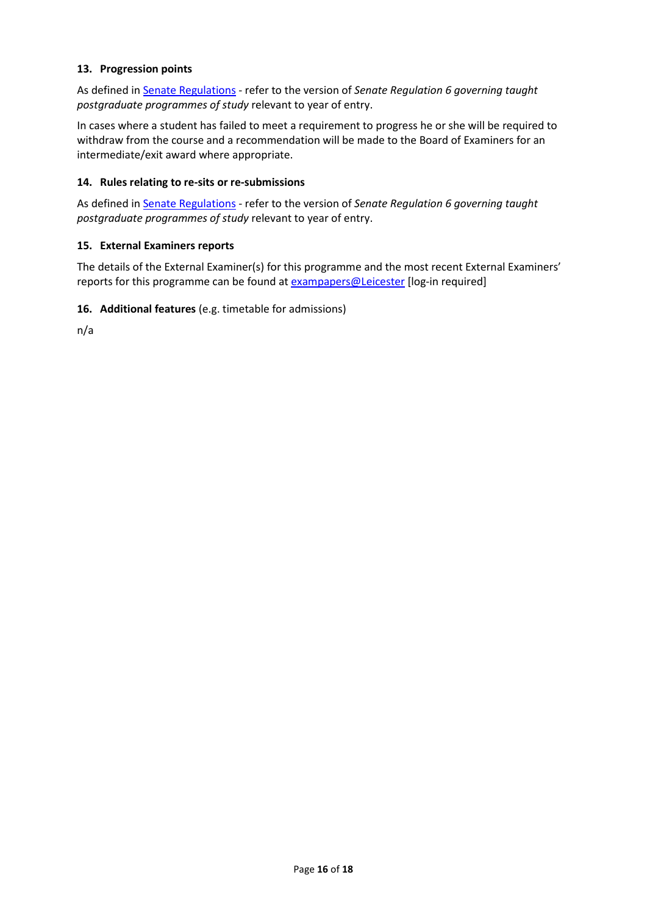### 13. Progression points

As defined in Senate Regulations - refer to the version of *Senate Regulation 6 governing taught postgraduate programmes of study* relevant to year of entry.

In cases where a student has failed to meet a requirement to progress he or she will be required to withdraw from the course and a recommendation will be made to the Board of Examiners for an intermediate/exit award where appropriate.

### 14. Rules relating to re-sits or re-submissions

As defined in Senate Regulations - refer to the version of *Senate Regulation 6 governing taught postgraduate programmes of study* relevant to year of entry.

### 15. External Examiners reports

The details of the External Examiner(s) for this programme and the most recent External Examiners' reports for this programme can be found at exampapers@Leicester [log-in required]

### 16. Additional features (e.g. timetable for admissions)

n/a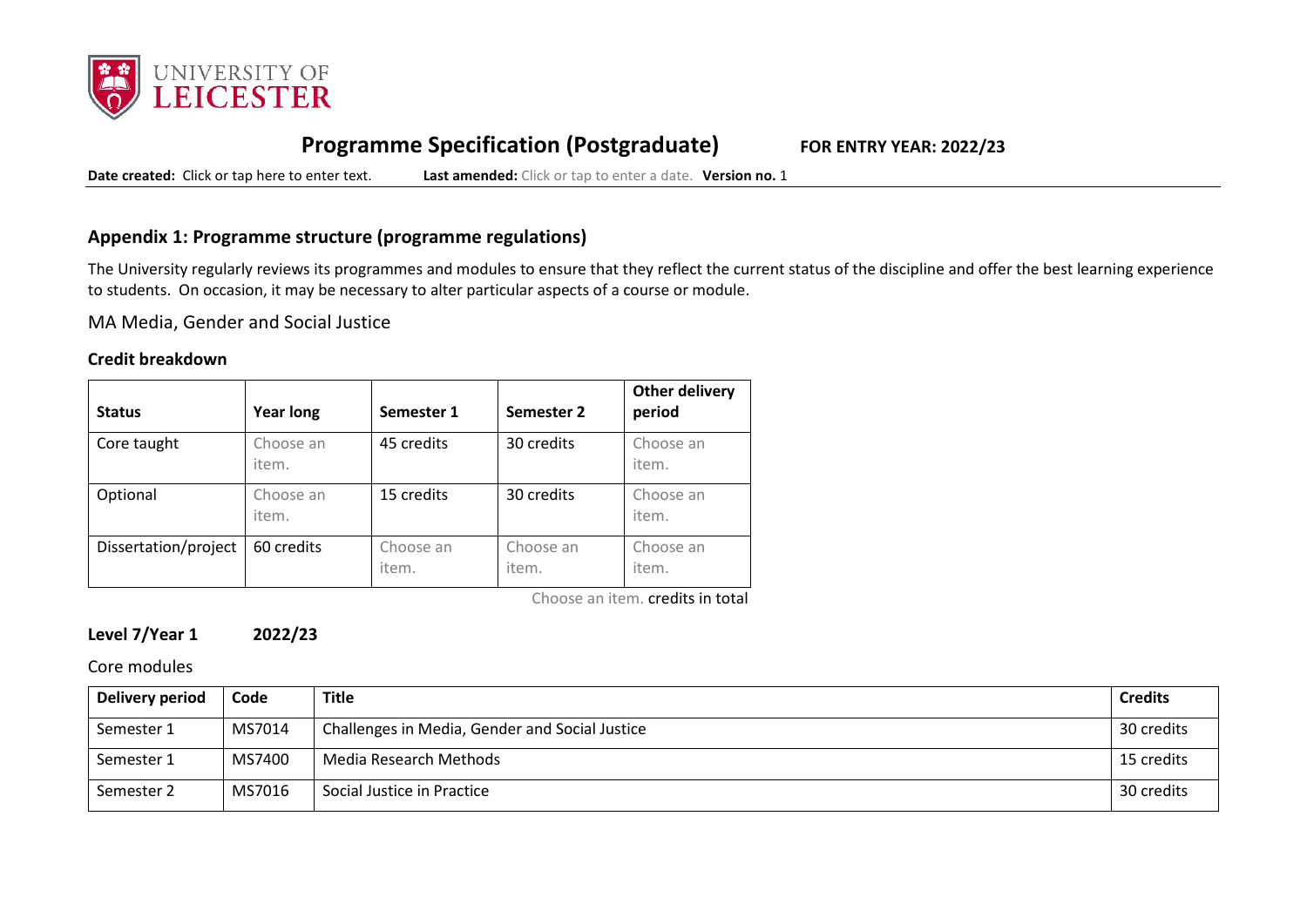## Programme Specification (Postgraduate)

**FOR ENTRY YEAR: 2022/23**

**Date created:** Click or tap here to enter text. **Last amended:** Click or tap to enter a date. **Version no.** 1

### Appendix 1: Programme structure (programme regulations)

The University regularly reviews its programmes and modules to ensure that they reflect the current status of the discipline and offer the best learning experience to students. On occasion, it may be necessary to alter particular aspects of a course or module.

MA Media, Gender and Social Justice

**Credit breakdown**

| Status | Year long | Semester 1 | Semester 2 | Other delivery period |
|---|---|---|---|---|
| Core taught | Choose an item. | 45 credits | 30 credits | Choose an item. |
| Optional | Choose an item. | 15 credits | 30 credits | Choose an item. |
| Dissertation/project | 60 credits | Choose an item. | Choose an item. | Choose an item. |

Choose an item. credits in total

**Level 7/Year 1 2022/23**

Core modules

| Delivery period | Code | Title | Credits |
|---|---|---|---|
| Semester 1 | MS7014 | Challenges in Media, Gender and Social Justice | 30 credits |
| Semester 1 | MS7400 | Media Research Methods | 15 credits |
| Semester 2 | MS7016 | Social Justice in Practice | 30 credits |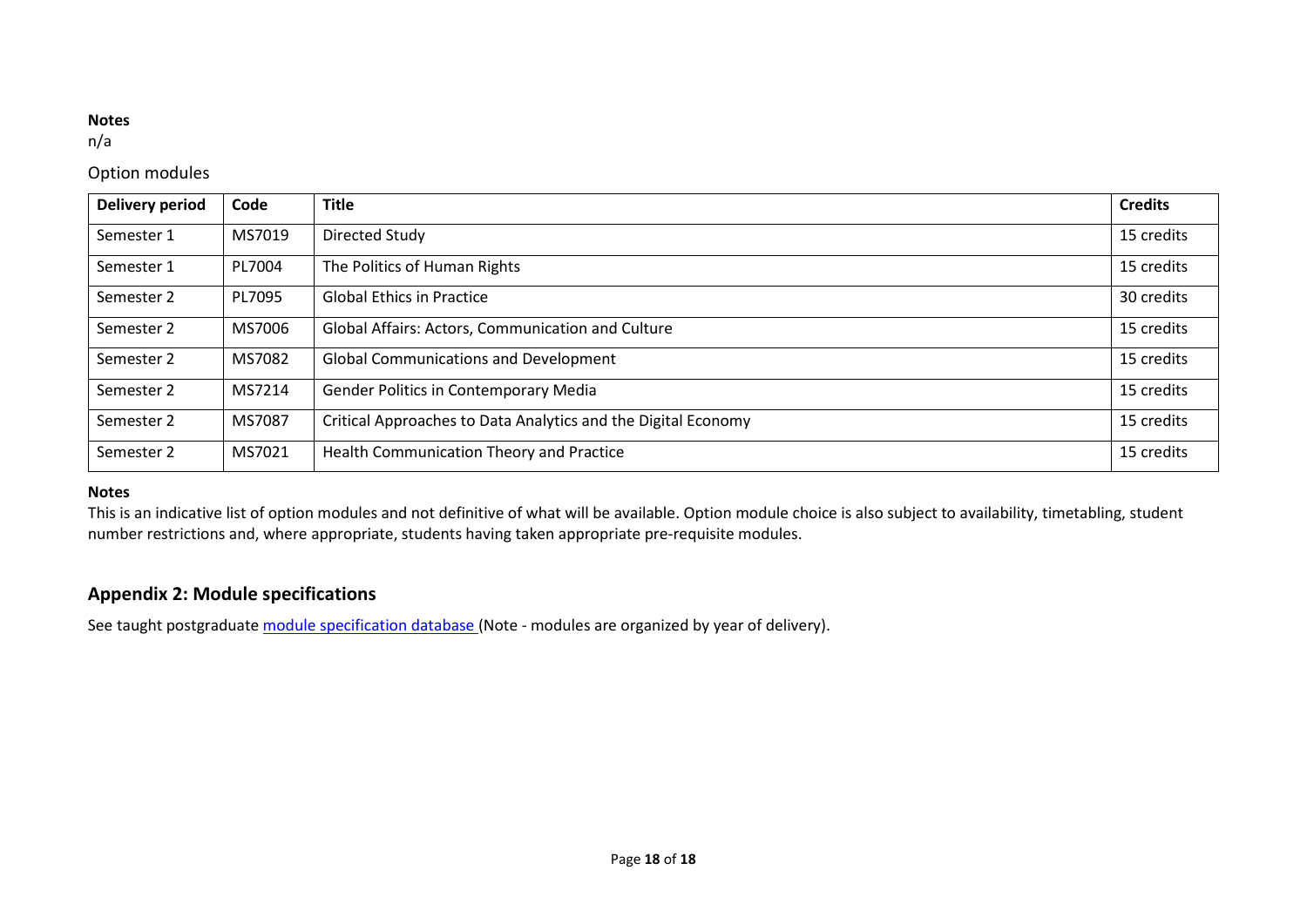**Notes**

n/a

Option modules

| Delivery period | Code | Title | Credits |
|---|---|---|---|
| Semester 1 | MS7019 | Directed Study | 15 credits |
| Semester 1 | PL7004 | The Politics of Human Rights | 15 credits |
| Semester 2 | PL7095 | Global Ethics in Practice | 30 credits |
| Semester 2 | MS7006 | Global Affairs: Actors, Communication and Culture | 15 credits |
| Semester 2 | MS7082 | Global Communications and Development | 15 credits |
| Semester 2 | MS7214 | Gender Politics in Contemporary Media | 15 credits |
| Semester 2 | MS7087 | Critical Approaches to Data Analytics and the Digital Economy | 15 credits |
| Semester 2 | MS7021 | Health Communication Theory and Practice | 15 credits |

**Notes**

This is an indicative list of option modules and not definitive of what will be available. Option module choice is also subject to availability, timetabling, student number restrictions and, where appropriate, students having taken appropriate pre-requisite modules.

## Appendix 2: Module specifications

See taught postgraduate module specification database (Note - modules are organized by year of delivery).